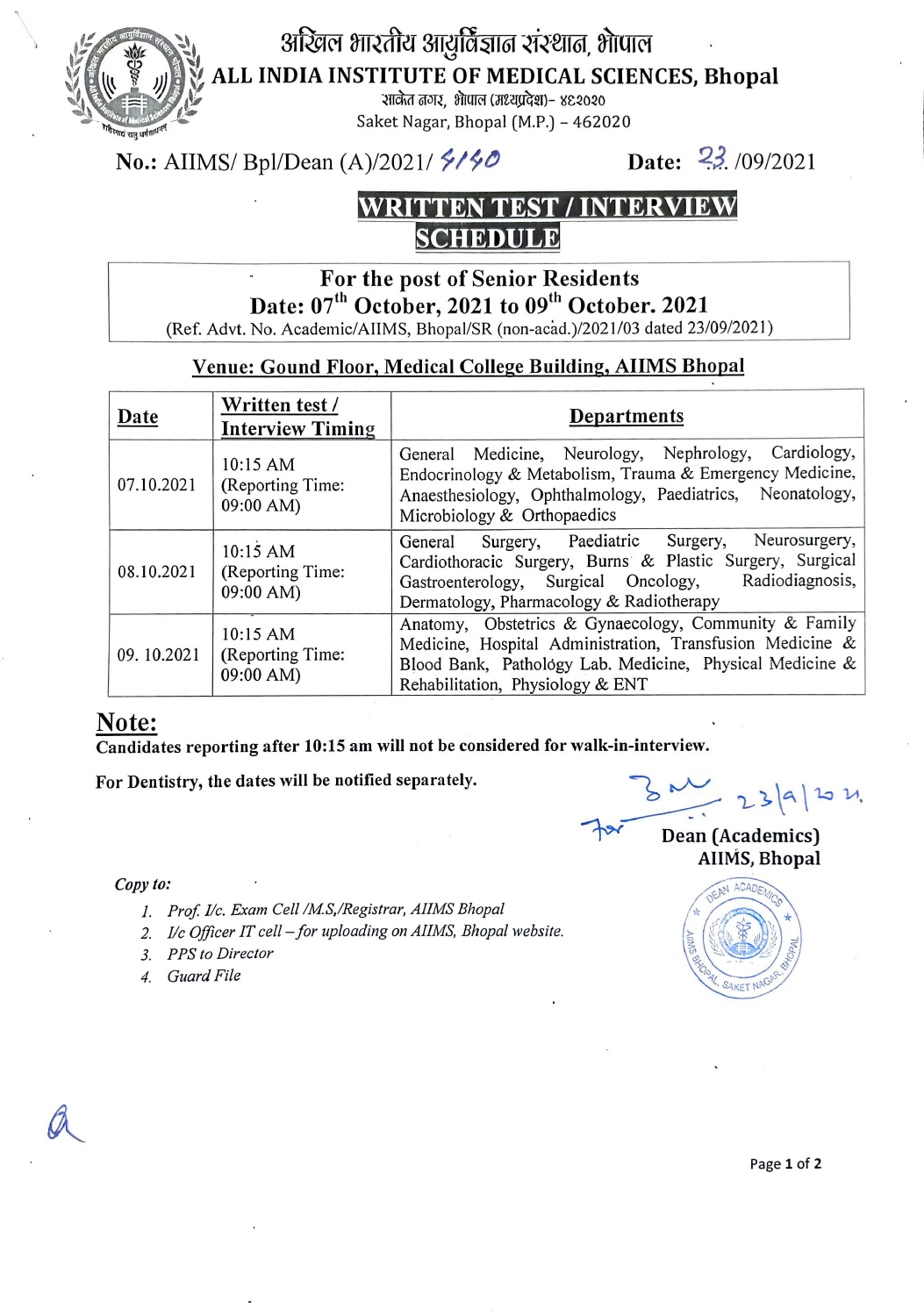अखिल भारतीय आयुर्विज्ञान संस्थान, भोपाल

# ALL INDIA INSTITUTE OF MEDICAL SCIENCES, Bhopal

साकेत नगर, भोपाल (मध्यप्रदेश)- ४६२०२०

Saket Nagar, Bhopal (M.P.) – 462020

**No.: AIIMS/ Bpl/Dean (A)/2021/ 4140** **Date: 23 /09/2021**

## WRITTEN TEST / INTERVIEW SCHEDULE

**For the post of Senior Residents**

**Date: 07th October, 2021 to 09th October. 2021**

(Ref. Advt. No. Academic/AIIMS, Bhopal/SR (non-acad.)/2021/03 dated 23/09/2021)

**Venue: Gound Floor, Medical College Building, AIIMS Bhopal**

| Date | Written test / Interview Timing | Departments |
|---|---|---|
| 07.10.2021 | 10:15 AM (Reporting Time: 09:00 AM) | General Medicine, Neurology, Nephrology, Cardiology, Endocrinology & Metabolism, Trauma & Emergency Medicine, Anaesthesiology, Ophthalmology, Paediatrics, Neonatology, Microbiology & Orthopaedics |
| 08.10.2021 | 10:15 AM (Reporting Time: 09:00 AM) | General Surgery, Paediatric Surgery, Neurosurgery, Cardiothoracic Surgery, Burns & Plastic Surgery, Surgical Gastroenterology, Surgical Oncology, Radiodiagnosis, Dermatology, Pharmacology & Radiotherapy |
| 09. 10.2021 | 10:15 AM (Reporting Time: 09:00 AM) | Anatomy, Obstetrics & Gynaecology, Community & Family Medicine, Hospital Administration, Transfusion Medicine & Blood Bank, Pathology Lab. Medicine, Physical Medicine & Rehabilitation, Physiology & ENT |

## Note:

**Candidates reporting after 10:15 am will not be considered for walk-in-interview.**

**For Dentistry, the dates will be notified separately.**

23/9/2021

For **Dean (Academics)**
**AIIMS, Bhopal**

*Copy to:*

1. *Prof. I/c. Exam Cell /M.S,/Registrar, AIIMS Bhopal*
2. *I/c Officer IT cell – for uploading on AIIMS, Bhopal website.*
3. *PPS to Director*
4. *Guard File*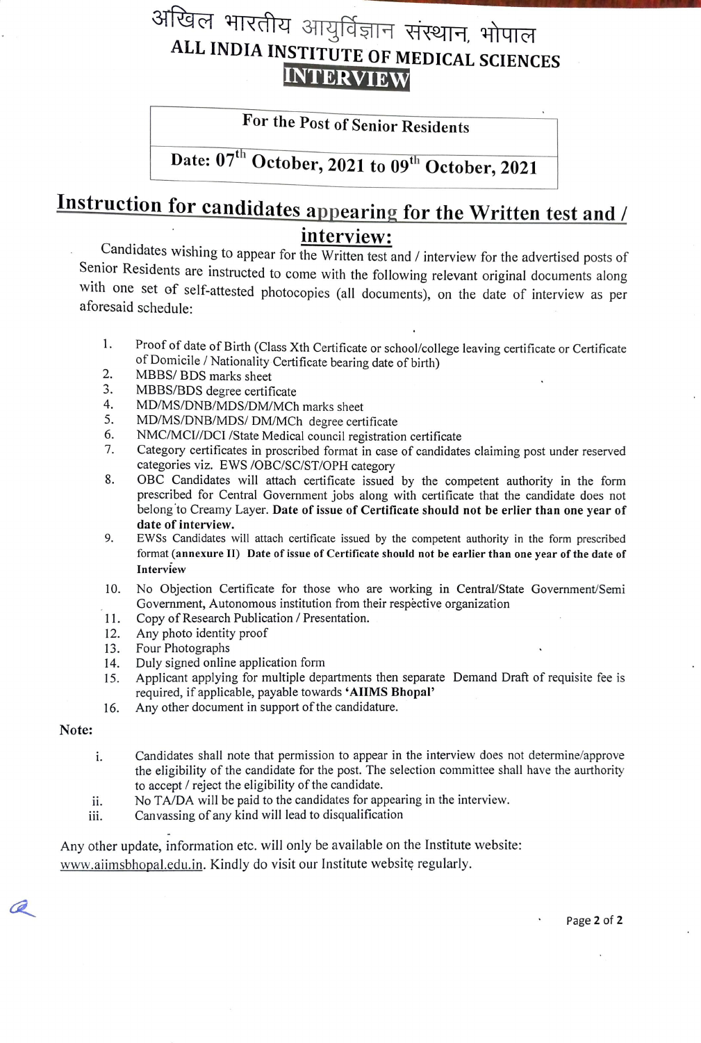# अखिल भारतीय आयुर्विज्ञान संस्थान, भोपाल

# ALL INDIA INSTITUTE OF MEDICAL SCIENCES

## INTERVIEW

| |
|---|
| For the Post of Senior Residents |
| Date: 07th October, 2021 to 09th October, 2021 |

## Instruction for candidates appearing for the Written test and / interview:

Candidates wishing to appear for the Written test and / interview for the advertised posts of Senior Residents are instructed to come with the following relevant original documents along with one set of self-attested photocopies (all documents), on the date of interview as per aforesaid schedule:

1. Proof of date of Birth (Class Xth Certificate or school/college leaving certificate or Certificate of Domicile / Nationality Certificate bearing date of birth)
2. MBBS/ BDS marks sheet
3. MBBS/BDS degree certificate
4. MD/MS/DNB/MDS/DM/MCh marks sheet
5. MD/MS/DNB/MDS/ DM/MCh degree certificate
6. NMC/MCI//DCI /State Medical council registration certificate
7. Category certificates in proscribed format in case of candidates claiming post under reserved categories viz. EWS /OBC/SC/ST/OPH category
8. OBC Candidates will attach certificate issued by the competent authority in the form prescribed for Central Government jobs along with certificate that the candidate does not belong to Creamy Layer. **Date of issue of Certificate should not be erlier than one year of date of interview.**
9. EWSs Candidates will attach certificate issued by the competent authority in the form prescribed format **(annexure II) Date of issue of Certificate should not be earlier than one year of the date of Interview**
10. No Objection Certificate for those who are working in Central/State Government/Semi Government, Autonomous institution from their respective organization
11. Copy of Research Publication / Presentation.
12. Any photo identity proof
13. Four Photographs
14. Duly signed online application form
15. Applicant applying for multiple departments then separate Demand Draft of requisite fee is required, if applicable, payable towards **'AIIMS Bhopal'**
16. Any other document in support of the candidature.

**Note:**

i. Candidates shall note that permission to appear in the interview does not determine/approve the eligibility of the candidate for the post. The selection committee shall have the aurthority to accept / reject the eligibility of the candidate.

ii. No TA/DA will be paid to the candidates for appearing in the interview.

iii. Canvassing of any kind will lead to disqualification

Any other update, information etc. will only be available on the Institute website: www.aiimsbhopal.edu.in. Kindly do visit our Institute website regularly.